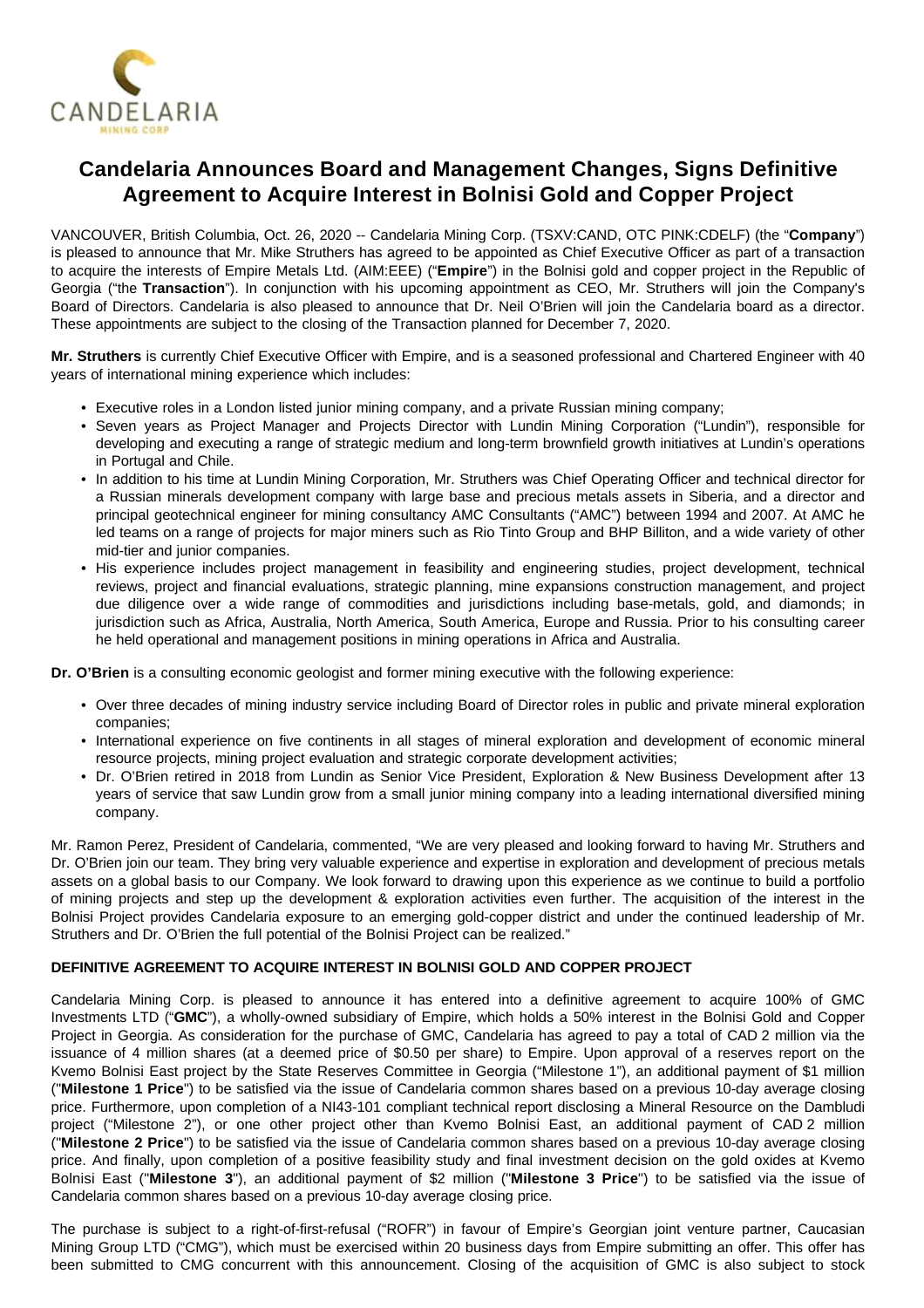# Candelaria Announces Board and Management Changes, Signs Definitive Agreement to Acquire Interest in Bolnisi Gold and Copper Project

VANCOUVER, British Columbia, Oct. 26, 2020 -- Candelaria Mining Corp. (TSXV:CAND, OTC PINK:CDELF) (the "**Company**") is pleased to announce that Mr. Mike Struthers has agreed to be appointed as Chief Executive Officer as part of a transaction to acquire the interests of Empire Metals Ltd. (AIM:EEE) ("**Empire**") in the Bolnisi gold and copper project in the Republic of Georgia ("the **Transaction**"). In conjunction with his upcoming appointment as CEO, Mr. Struthers will join the Company's Board of Directors. Candelaria is also pleased to announce that Dr. Neil O'Brien will join the Candelaria board as a director. These appointments are subject to the closing of the Transaction planned for December 7, 2020.

**Mr. Struthers** is currently Chief Executive Officer with Empire, and is a seasoned professional and Chartered Engineer with 40 years of international mining experience which includes:

- Executive roles in a London listed junior mining company, and a private Russian mining company;
- Seven years as Project Manager and Projects Director with Lundin Mining Corporation ("Lundin"), responsible for developing and executing a range of strategic medium and long-term brownfield growth initiatives at Lundin's operations in Portugal and Chile.
- In addition to his time at Lundin Mining Corporation, Mr. Struthers was Chief Operating Officer and technical director for a Russian minerals development company with large base and precious metals assets in Siberia, and a director and principal geotechnical engineer for mining consultancy AMC Consultants ("AMC") between 1994 and 2007. At AMC he led teams on a range of projects for major miners such as Rio Tinto Group and BHP Billiton, and a wide variety of other mid-tier and junior companies.
- His experience includes project management in feasibility and engineering studies, project development, technical reviews, project and financial evaluations, strategic planning, mine expansions construction management, and project due diligence over a wide range of commodities and jurisdictions including base-metals, gold, and diamonds; in jurisdiction such as Africa, Australia, North America, South America, Europe and Russia. Prior to his consulting career he held operational and management positions in mining operations in Africa and Australia.

**Dr. O'Brien** is a consulting economic geologist and former mining executive with the following experience:

- Over three decades of mining industry service including Board of Director roles in public and private mineral exploration companies;
- International experience on five continents in all stages of mineral exploration and development of economic mineral resource projects, mining project evaluation and strategic corporate development activities;
- Dr. O'Brien retired in 2018 from Lundin as Senior Vice President, Exploration & New Business Development after 13 years of service that saw Lundin grow from a small junior mining company into a leading international diversified mining company.

Mr. Ramon Perez, President of Candelaria, commented, "We are very pleased and looking forward to having Mr. Struthers and Dr. O'Brien join our team. They bring very valuable experience and expertise in exploration and development of precious metals assets on a global basis to our Company. We look forward to drawing upon this experience as we continue to build a portfolio of mining projects and step up the development & exploration activities even further. The acquisition of the interest in the Bolnisi Project provides Candelaria exposure to an emerging gold-copper district and under the continued leadership of Mr. Struthers and Dr. O'Brien the full potential of the Bolnisi Project can be realized."

**DEFINITIVE AGREEMENT TO ACQUIRE INTEREST IN BOLNISI GOLD AND COPPER PROJECT**

Candelaria Mining Corp. is pleased to announce it has entered into a definitive agreement to acquire 100% of GMC Investments LTD ("**GMC**"), a wholly-owned subsidiary of Empire, which holds a 50% interest in the Bolnisi Gold and Copper Project in Georgia. As consideration for the purchase of GMC, Candelaria has agreed to pay a total of CAD 2 million via the issuance of 4 million shares (at a deemed price of $0.50 per share) to Empire. Upon approval of a reserves report on the Kvemo Bolnisi East project by the State Reserves Committee in Georgia ("Milestone 1"), an additional payment of $1 million ("**Milestone 1 Price**") to be satisfied via the issue of Candelaria common shares based on a previous 10-day average closing price. Furthermore, upon completion of a NI43-101 compliant technical report disclosing a Mineral Resource on the Dambludi project ("Milestone 2"), or one other project other than Kvemo Bolnisi East, an additional payment of CAD 2 million ("**Milestone 2 Price**") to be satisfied via the issue of Candelaria common shares based on a previous 10-day average closing price. And finally, upon completion of a positive feasibility study and final investment decision on the gold oxides at Kvemo Bolnisi East ("**Milestone 3**"), an additional payment of $2 million ("**Milestone 3 Price**") to be satisfied via the issue of Candelaria common shares based on a previous 10-day average closing price.

The purchase is subject to a right-of-first-refusal ("ROFR") in favour of Empire's Georgian joint venture partner, Caucasian Mining Group LTD ("CMG"), which must be exercised within 20 business days from Empire submitting an offer. This offer has been submitted to CMG concurrent with this announcement. Closing of the acquisition of GMC is also subject to stock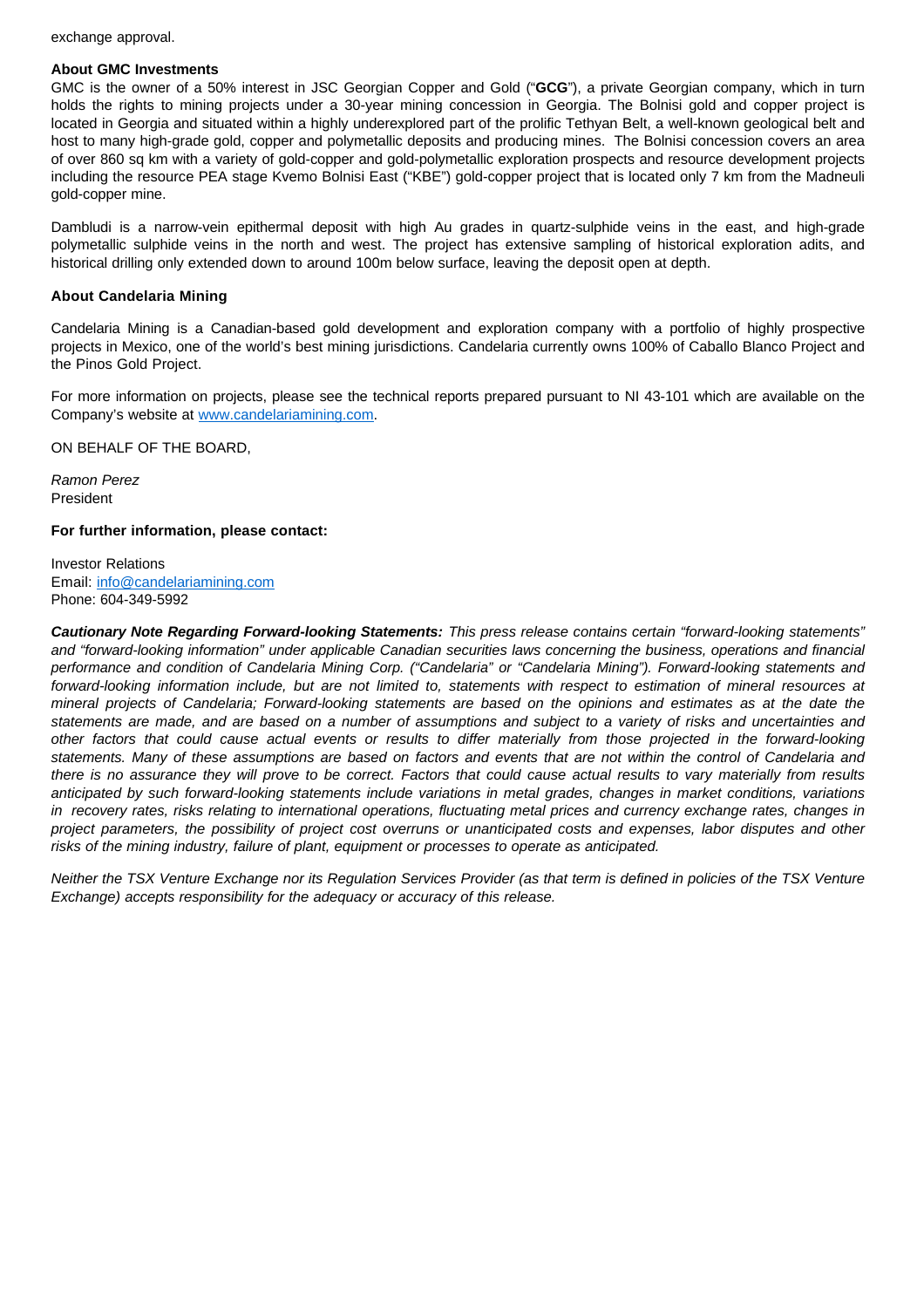exchange approval.

**About GMC Investments**

GMC is the owner of a 50% interest in JSC Georgian Copper and Gold ("**GCG**"), a private Georgian company, which in turn holds the rights to mining projects under a 30-year mining concession in Georgia. The Bolnisi gold and copper project is located in Georgia and situated within a highly underexplored part of the prolific Tethyan Belt, a well-known geological belt and host to many high-grade gold, copper and polymetallic deposits and producing mines. The Bolnisi concession covers an area of over 860 sq km with a variety of gold-copper and gold-polymetallic exploration prospects and resource development projects including the resource PEA stage Kvemo Bolnisi East ("KBE") gold-copper project that is located only 7 km from the Madneuli gold-copper mine.

Dambludi is a narrow-vein epithermal deposit with high Au grades in quartz-sulphide veins in the east, and high-grade polymetallic sulphide veins in the north and west. The project has extensive sampling of historical exploration adits, and historical drilling only extended down to around 100m below surface, leaving the deposit open at depth.

**About Candelaria Mining**

Candelaria Mining is a Canadian-based gold development and exploration company with a portfolio of highly prospective projects in Mexico, one of the world's best mining jurisdictions. Candelaria currently owns 100% of Caballo Blanco Project and the Pinos Gold Project.

For more information on projects, please see the technical reports prepared pursuant to NI 43-101 which are available on the Company's website at [www.candelariamining.com](http://www.candelariamining.com).

ON BEHALF OF THE BOARD,

*Ramon Perez*
President

**For further information, please contact:**

Investor Relations
Email: [info@candelariamining.com](mailto:info@candelariamining.com)
Phone: 604-349-5992

***Cautionary Note Regarding Forward-looking Statements:*** *This press release contains certain "forward-looking statements" and "forward-looking information" under applicable Canadian securities laws concerning the business, operations and financial performance and condition of Candelaria Mining Corp. ("Candelaria" or "Candelaria Mining"). Forward-looking statements and forward-looking information include, but are not limited to, statements with respect to estimation of mineral resources at mineral projects of Candelaria; Forward-looking statements are based on the opinions and estimates as at the date the statements are made, and are based on a number of assumptions and subject to a variety of risks and uncertainties and other factors that could cause actual events or results to differ materially from those projected in the forward-looking statements. Many of these assumptions are based on factors and events that are not within the control of Candelaria and there is no assurance they will prove to be correct. Factors that could cause actual results to vary materially from results anticipated by such forward-looking statements include variations in metal grades, changes in market conditions, variations in recovery rates, risks relating to international operations, fluctuating metal prices and currency exchange rates, changes in project parameters, the possibility of project cost overruns or unanticipated costs and expenses, labor disputes and other risks of the mining industry, failure of plant, equipment or processes to operate as anticipated.*

*Neither the TSX Venture Exchange nor its Regulation Services Provider (as that term is defined in policies of the TSX Venture Exchange) accepts responsibility for the adequacy or accuracy of this release.*